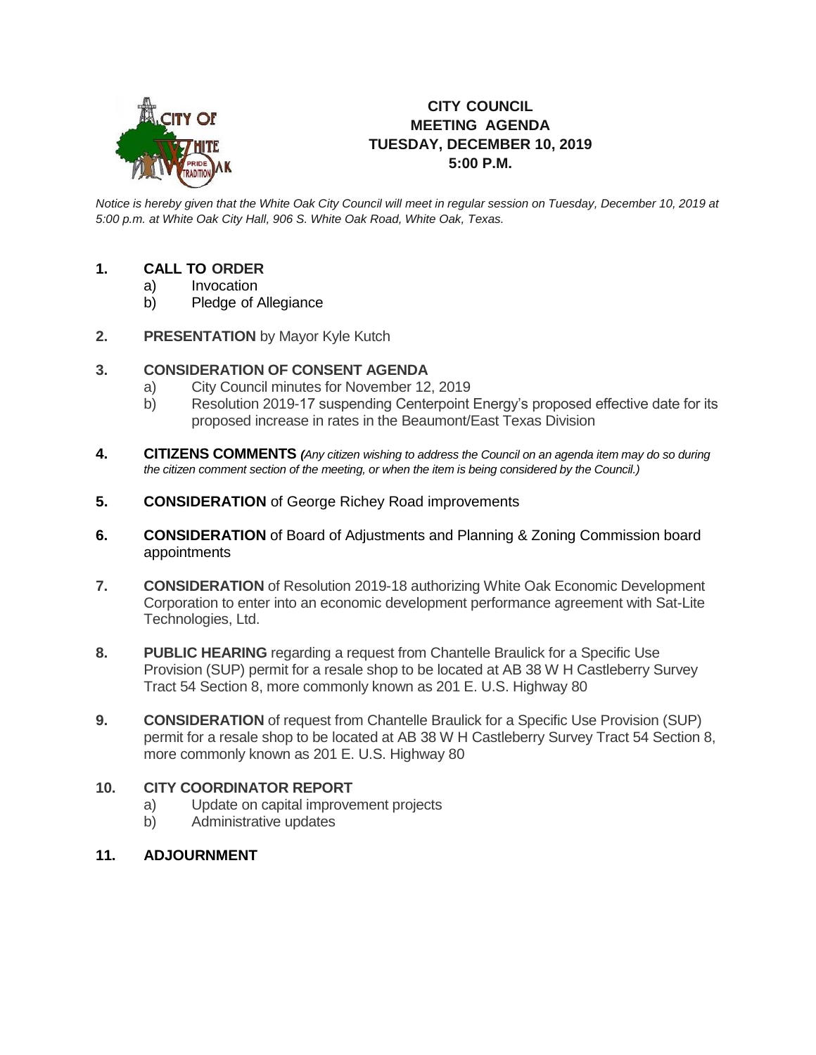# CITY COUNCIL
# MEETING AGENDA
# TUESDAY, DECEMBER 10, 2019
# 5:00 P.M.

*Notice is hereby given that the White Oak City Council will meet in regular session on Tuesday, December 10, 2019 at 5:00 p.m. at White Oak City Hall, 906 S. White Oak Road, White Oak, Texas.*

1. **CALL TO ORDER**
   a) Invocation
   b) Pledge of Allegiance

2. **PRESENTATION** by Mayor Kyle Kutch

3. **CONSIDERATION OF CONSENT AGENDA**
   a) City Council minutes for November 12, 2019
   b) Resolution 2019-17 suspending Centerpoint Energy's proposed effective date for its proposed increase in rates in the Beaumont/East Texas Division

4. **CITIZENS COMMENTS** *(Any citizen wishing to address the Council on an agenda item may do so during the citizen comment section of the meeting, or when the item is being considered by the Council.)*

5. **CONSIDERATION** of George Richey Road improvements

6. **CONSIDERATION** of Board of Adjustments and Planning & Zoning Commission board appointments

7. **CONSIDERATION** of Resolution 2019-18 authorizing White Oak Economic Development Corporation to enter into an economic development performance agreement with Sat-Lite Technologies, Ltd.

8. **PUBLIC HEARING** regarding a request from Chantelle Braulick for a Specific Use Provision (SUP) permit for a resale shop to be located at AB 38 W H Castleberry Survey Tract 54 Section 8, more commonly known as 201 E. U.S. Highway 80

9. **CONSIDERATION** of request from Chantelle Braulick for a Specific Use Provision (SUP) permit for a resale shop to be located at AB 38 W H Castleberry Survey Tract 54 Section 8, more commonly known as 201 E. U.S. Highway 80

10. **CITY COORDINATOR REPORT**
    a) Update on capital improvement projects
    b) Administrative updates

11. **ADJOURNMENT**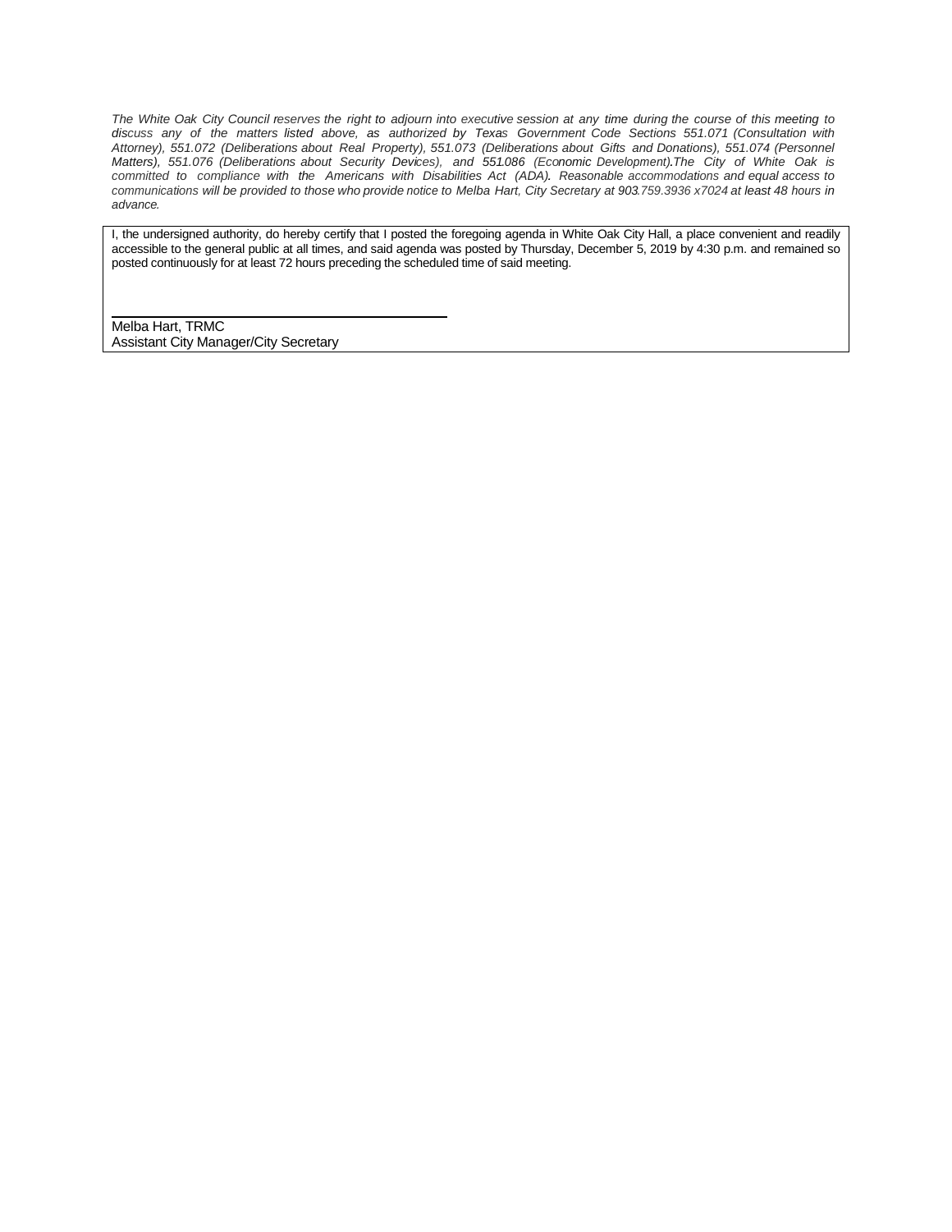*The White Oak City Council reserves the right to adjourn into executive session at any time during the course of this meeting to discuss any of the matters listed above, as authorized by Texas Government Code Sections 551.071 (Consultation with Attorney), 551.072 (Deliberations about Real Property), 551.073 (Deliberations about Gifts and Donations), 551.074 (Personnel Matters), 551.076 (Deliberations about Security Devices), and 551.086 (Economic Development).The City of White Oak is committed to compliance with the Americans with Disabilities Act (ADA). Reasonable accommodations and equal access to communications will be provided to those who provide notice to Melba Hart, City Secretary at 903.759.3936 x7024 at least 48 hours in advance.*

I, the undersigned authority, do hereby certify that I posted the foregoing agenda in White Oak City Hall, a place convenient and readily accessible to the general public at all times, and said agenda was posted by Thursday, December 5, 2019 by 4:30 p.m. and remained so posted continuously for at least 72 hours preceding the scheduled time of said meeting.

______________________________________

Melba Hart, TRMC
Assistant City Manager/City Secretary